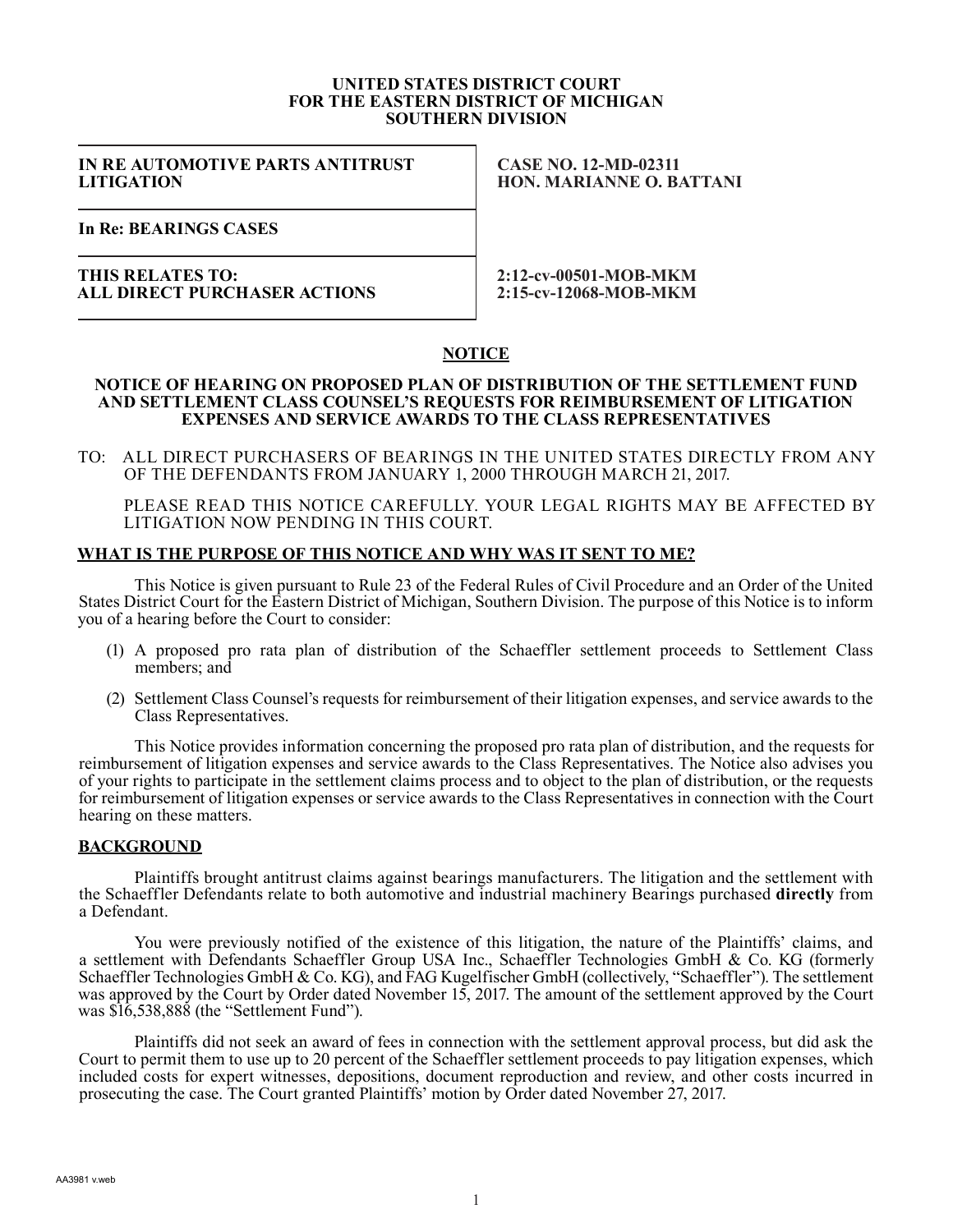**UNITED STATES DISTRICT COURT**
**FOR THE EASTERN DISTRICT OF MICHIGAN**
**SOUTHERN DIVISION**

| | |
|---|---|
| **IN RE AUTOMOTIVE PARTS ANTITRUST LITIGATION** | **CASE NO. 12-MD-02311** **HON. MARIANNE O. BATTANI** |
| **In Re: BEARINGS CASES** | |
| **THIS RELATES TO: ALL DIRECT PURCHASER ACTIONS** | **2:12-cv-00501-MOB-MKM** **2:15-cv-12068-MOB-MKM** |

# NOTICE

## NOTICE OF HEARING ON PROPOSED PLAN OF DISTRIBUTION OF THE SETTLEMENT FUND AND SETTLEMENT CLASS COUNSEL'S REQUESTS FOR REIMBURSEMENT OF LITIGATION EXPENSES AND SERVICE AWARDS TO THE CLASS REPRESENTATIVES

TO: ALL DIRECT PURCHASERS OF BEARINGS IN THE UNITED STATES DIRECTLY FROM ANY OF THE DEFENDANTS FROM JANUARY 1, 2000 THROUGH MARCH 21, 2017.

PLEASE READ THIS NOTICE CAREFULLY. YOUR LEGAL RIGHTS MAY BE AFFECTED BY LITIGATION NOW PENDING IN THIS COURT.

## WHAT IS THE PURPOSE OF THIS NOTICE AND WHY WAS IT SENT TO ME?

This Notice is given pursuant to Rule 23 of the Federal Rules of Civil Procedure and an Order of the United States District Court for the Eastern District of Michigan, Southern Division. The purpose of this Notice is to inform you of a hearing before the Court to consider:

(1) A proposed pro rata plan of distribution of the Schaeffler settlement proceeds to Settlement Class members; and

(2) Settlement Class Counsel's requests for reimbursement of their litigation expenses, and service awards to the Class Representatives.

This Notice provides information concerning the proposed pro rata plan of distribution, and the requests for reimbursement of litigation expenses and service awards to the Class Representatives. The Notice also advises you of your rights to participate in the settlement claims process and to object to the plan of distribution, or the requests for reimbursement of litigation expenses or service awards to the Class Representatives in connection with the Court hearing on these matters.

## BACKGROUND

Plaintiffs brought antitrust claims against bearings manufacturers. The litigation and the settlement with the Schaeffler Defendants relate to both automotive and industrial machinery Bearings purchased **directly** from a Defendant.

You were previously notified of the existence of this litigation, the nature of the Plaintiffs' claims, and a settlement with Defendants Schaeffler Group USA Inc., Schaeffler Technologies GmbH & Co. KG (formerly Schaeffler Technologies GmbH & Co. KG), and FAG Kugelfischer GmbH (collectively, "Schaeffler"). The settlement was approved by the Court by Order dated November 15, 2017. The amount of the settlement approved by the Court was $16,538,888 (the "Settlement Fund").

Plaintiffs did not seek an award of fees in connection with the settlement approval process, but did ask the Court to permit them to use up to 20 percent of the Schaeffler settlement proceeds to pay litigation expenses, which included costs for expert witnesses, depositions, document reproduction and review, and other costs incurred in prosecuting the case. The Court granted Plaintiffs' motion by Order dated November 27, 2017.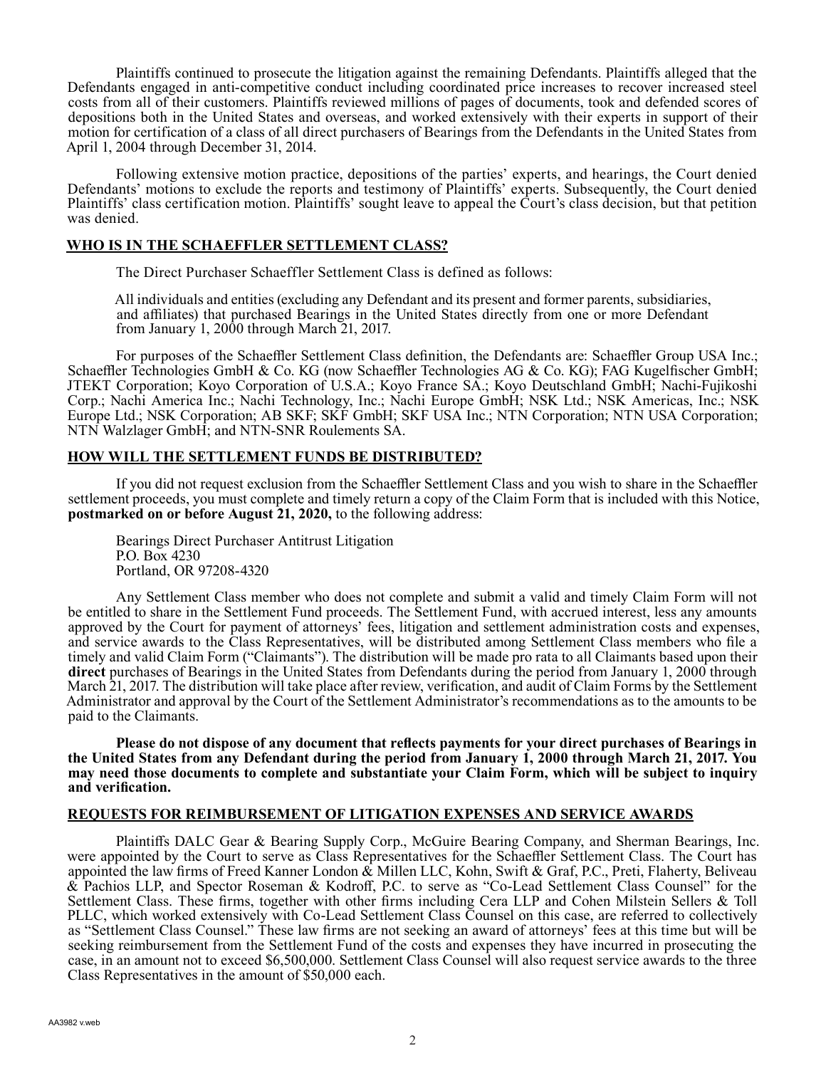Plaintiffs continued to prosecute the litigation against the remaining Defendants. Plaintiffs alleged that the Defendants engaged in anti-competitive conduct including coordinated price increases to recover increased steel costs from all of their customers. Plaintiffs reviewed millions of pages of documents, took and defended scores of depositions both in the United States and overseas, and worked extensively with their experts in support of their motion for certification of a class of all direct purchasers of Bearings from the Defendants in the United States from April 1, 2004 through December 31, 2014.

Following extensive motion practice, depositions of the parties' experts, and hearings, the Court denied Defendants' motions to exclude the reports and testimony of Plaintiffs' experts. Subsequently, the Court denied Plaintiffs' class certification motion. Plaintiffs' sought leave to appeal the Court's class decision, but that petition was denied.

## WHO IS IN THE SCHAEFFLER SETTLEMENT CLASS?

The Direct Purchaser Schaeffler Settlement Class is defined as follows:

> All individuals and entities (excluding any Defendant and its present and former parents, subsidiaries, and affiliates) that purchased Bearings in the United States directly from one or more Defendant from January 1, 2000 through March 21, 2017.

For purposes of the Schaeffler Settlement Class definition, the Defendants are: Schaeffler Group USA Inc.; Schaeffler Technologies GmbH & Co. KG (now Schaeffler Technologies AG & Co. KG); FAG Kugelfischer GmbH; JTEKT Corporation; Koyo Corporation of U.S.A.; Koyo France SA.; Koyo Deutschland GmbH; Nachi-Fujikoshi Corp.; Nachi America Inc.; Nachi Technology, Inc.; Nachi Europe GmbH; NSK Ltd.; NSK Americas, Inc.; NSK Europe Ltd.; NSK Corporation; AB SKF; SKF GmbH; SKF USA Inc.; NTN Corporation; NTN USA Corporation; NTN Walzlager GmbH; and NTN-SNR Roulements SA.

## HOW WILL THE SETTLEMENT FUNDS BE DISTRIBUTED?

If you did not request exclusion from the Schaeffler Settlement Class and you wish to share in the Schaeffler settlement proceeds, you must complete and timely return a copy of the Claim Form that is included with this Notice, **postmarked on or before August 21, 2020,** to the following address:

Bearings Direct Purchaser Antitrust Litigation
P.O. Box 4230
Portland, OR 97208-4320

Any Settlement Class member who does not complete and submit a valid and timely Claim Form will not be entitled to share in the Settlement Fund proceeds. The Settlement Fund, with accrued interest, less any amounts approved by the Court for payment of attorneys' fees, litigation and settlement administration costs and expenses, and service awards to the Class Representatives, will be distributed among Settlement Class members who file a timely and valid Claim Form ("Claimants"). The distribution will be made pro rata to all Claimants based upon their **direct** purchases of Bearings in the United States from Defendants during the period from January 1, 2000 through March 21, 2017. The distribution will take place after review, verification, and audit of Claim Forms by the Settlement Administrator and approval by the Court of the Settlement Administrator's recommendations as to the amounts to be paid to the Claimants.

**Please do not dispose of any document that reflects payments for your direct purchases of Bearings in the United States from any Defendant during the period from January 1, 2000 through March 21, 2017. You may need those documents to complete and substantiate your Claim Form, which will be subject to inquiry and verification.**

## REQUESTS FOR REIMBURSEMENT OF LITIGATION EXPENSES AND SERVICE AWARDS

Plaintiffs DALC Gear & Bearing Supply Corp., McGuire Bearing Company, and Sherman Bearings, Inc. were appointed by the Court to serve as Class Representatives for the Schaeffler Settlement Class. The Court has appointed the law firms of Freed Kanner London & Millen LLC, Kohn, Swift & Graf, P.C., Preti, Flaherty, Beliveau & Pachios LLP, and Spector Roseman & Kodroff, P.C. to serve as "Co-Lead Settlement Class Counsel" for the Settlement Class. These firms, together with other firms including Cera LLP and Cohen Milstein Sellers & Toll PLLC, which worked extensively with Co-Lead Settlement Class Counsel on this case, are referred to collectively as "Settlement Class Counsel." These law firms are not seeking an award of attorneys' fees at this time but will be seeking reimbursement from the Settlement Fund of the costs and expenses they have incurred in prosecuting the case, in an amount not to exceed $6,500,000. Settlement Class Counsel will also request service awards to the three Class Representatives in the amount of $50,000 each.

AA3982 v.web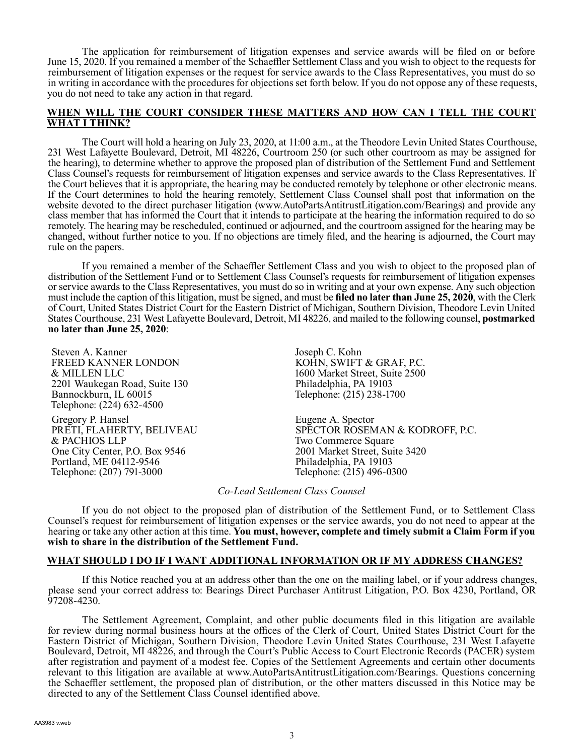The application for reimbursement of litigation expenses and service awards will be filed on or before June 15, 2020. If you remained a member of the Schaeffler Settlement Class and you wish to object to the requests for reimbursement of litigation expenses or the request for service awards to the Class Representatives, you must do so in writing in accordance with the procedures for objections set forth below. If you do not oppose any of these requests, you do not need to take any action in that regard.

## WHEN WILL THE COURT CONSIDER THESE MATTERS AND HOW CAN I TELL THE COURT WHAT I THINK?

The Court will hold a hearing on July 23, 2020, at 11:00 a.m., at the Theodore Levin United States Courthouse, 231 West Lafayette Boulevard, Detroit, MI 48226, Courtroom 250 (or such other courtroom as may be assigned for the hearing), to determine whether to approve the proposed plan of distribution of the Settlement Fund and Settlement Class Counsel's requests for reimbursement of litigation expenses and service awards to the Class Representatives. If the Court believes that it is appropriate, the hearing may be conducted remotely by telephone or other electronic means. If the Court determines to hold the hearing remotely, Settlement Class Counsel shall post that information on the website devoted to the direct purchaser litigation (www.AutoPartsAntitrustLitigation.com/Bearings) and provide any class member that has informed the Court that it intends to participate at the hearing the information required to do so remotely. The hearing may be rescheduled, continued or adjourned, and the courtroom assigned for the hearing may be changed, without further notice to you. If no objections are timely filed, and the hearing is adjourned, the Court may rule on the papers.

If you remained a member of the Schaeffler Settlement Class and you wish to object to the proposed plan of distribution of the Settlement Fund or to Settlement Class Counsel's requests for reimbursement of litigation expenses or service awards to the Class Representatives, you must do so in writing and at your own expense. Any such objection must include the caption of this litigation, must be signed, and must be **filed no later than June 25, 2020**, with the Clerk of Court, United States District Court for the Eastern District of Michigan, Southern Division, Theodore Levin United States Courthouse, 231 West Lafayette Boulevard, Detroit, MI 48226, and mailed to the following counsel, **postmarked no later than June 25, 2020**:

Steven A. Kanner
FREED KANNER LONDON & MILLEN LLC
2201 Waukegan Road, Suite 130
Bannockburn, IL 60015
Telephone: (224) 632-4500

Joseph C. Kohn
KOHN, SWIFT & GRAF, P.C.
1600 Market Street, Suite 2500
Philadelphia, PA 19103
Telephone: (215) 238-1700

Gregory P. Hansel
PRETI, FLAHERTY, BELIVEAU & PACHIOS LLP
One City Center, P.O. Box 9546
Portland, ME 04112-9546
Telephone: (207) 791-3000

Eugene A. Spector
SPECTOR ROSEMAN & KODROFF, P.C.
Two Commerce Square
2001 Market Street, Suite 3420
Philadelphia, PA 19103
Telephone: (215) 496-0300

*Co-Lead Settlement Class Counsel*

If you do not object to the proposed plan of distribution of the Settlement Fund, or to Settlement Class Counsel's request for reimbursement of litigation expenses or the service awards, you do not need to appear at the hearing or take any other action at this time. **You must, however, complete and timely submit a Claim Form if you wish to share in the distribution of the Settlement Fund.**

## WHAT SHOULD I DO IF I WANT ADDITIONAL INFORMATION OR IF MY ADDRESS CHANGES?

If this Notice reached you at an address other than the one on the mailing label, or if your address changes, please send your correct address to: Bearings Direct Purchaser Antitrust Litigation, P.O. Box 4230, Portland, OR 97208-4230.

The Settlement Agreement, Complaint, and other public documents filed in this litigation are available for review during normal business hours at the offices of the Clerk of Court, United States District Court for the Eastern District of Michigan, Southern Division, Theodore Levin United States Courthouse, 231 West Lafayette Boulevard, Detroit, MI 48226, and through the Court's Public Access to Court Electronic Records (PACER) system after registration and payment of a modest fee. Copies of the Settlement Agreements and certain other documents relevant to this litigation are available at www.AutoPartsAntitrustLitigation.com/Bearings. Questions concerning the Schaeffler settlement, the proposed plan of distribution, or the other matters discussed in this Notice may be directed to any of the Settlement Class Counsel identified above.

AA3983 v.web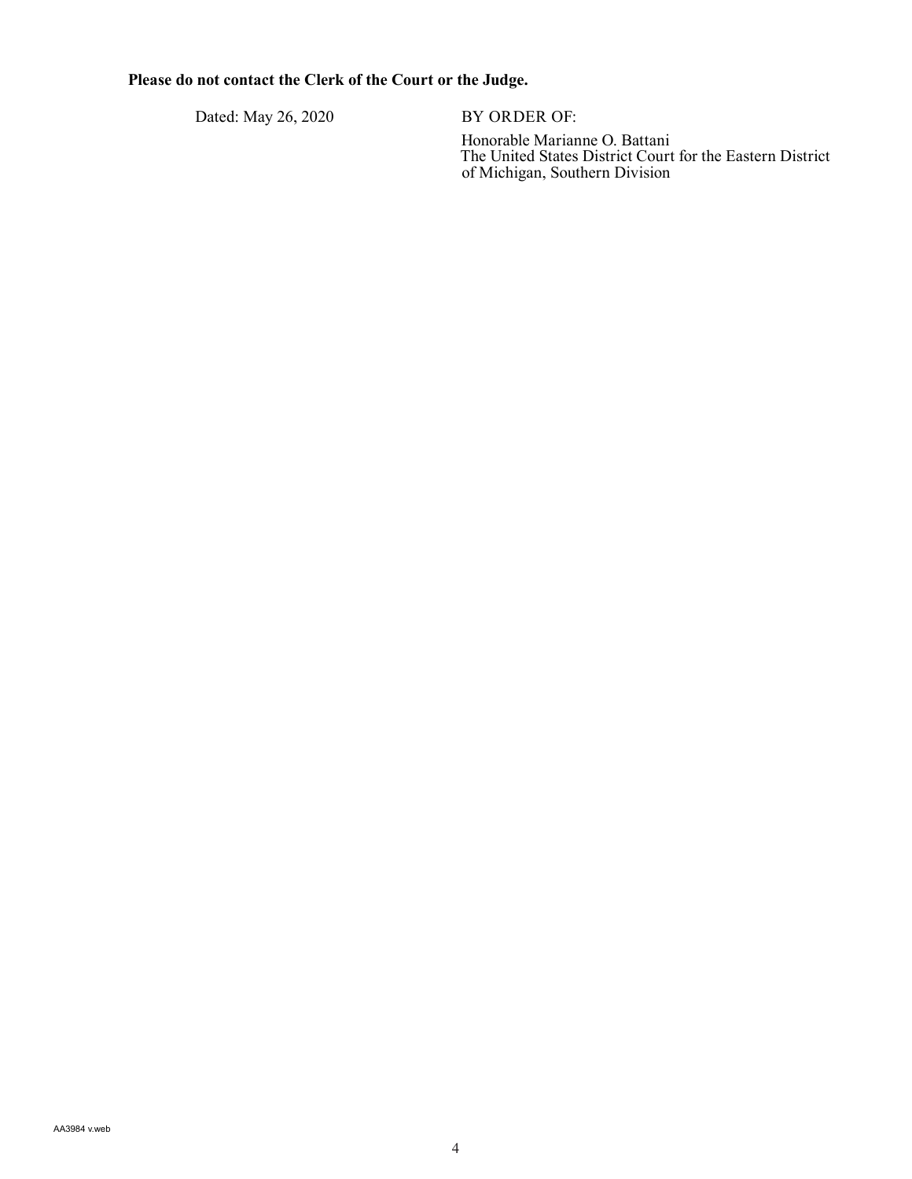**Please do not contact the Clerk of the Court or the Judge.**

Dated: May 26, 2020

BY ORDER OF:

Honorable Marianne O. Battani
The United States District Court for the Eastern District of Michigan, Southern Division

AA3984 v.web